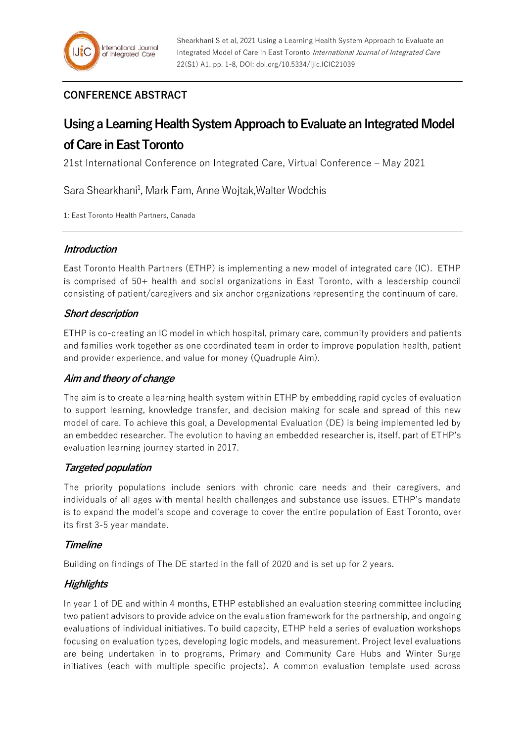## CONFERENCE ABSTRACT

# Using a Learning Health System Approach to Evaluate an Integrated Model of Care in East Toronto

21st International Conference on Integrated Care, Virtual Conference – May 2021

Sara Shearkhani[1], Mark Fam, Anne Wojtak,Walter Wodchis

1: East Toronto Health Partners, Canada

## *Introduction*

East Toronto Health Partners (ETHP) is implementing a new model of integrated care (IC). ETHP is comprised of 50+ health and social organizations in East Toronto, with a leadership council consisting of patient/caregivers and six anchor organizations representing the continuum of care.

## *Short description*

ETHP is co-creating an IC model in which hospital, primary care, community providers and patients and families work together as one coordinated team in order to improve population health, patient and provider experience, and value for money (Quadruple Aim).

## *Aim and theory of change*

The aim is to create a learning health system within ETHP by embedding rapid cycles of evaluation to support learning, knowledge transfer, and decision making for scale and spread of this new model of care. To achieve this goal, a Developmental Evaluation (DE) is being implemented led by an embedded researcher. The evolution to having an embedded researcher is, itself, part of ETHP's evaluation learning journey started in 2017.

## *Targeted population*

The priority populations include seniors with chronic care needs and their caregivers, and individuals of all ages with mental health challenges and substance use issues. ETHP's mandate is to expand the model's scope and coverage to cover the entire population of East Toronto, over its first 3-5 year mandate.

## *Timeline*

Building on findings of The DE started in the fall of 2020 and is set up for 2 years.

## *Highlights*

In year 1 of DE and within 4 months, ETHP established an evaluation steering committee including two patient advisors to provide advice on the evaluation framework for the partnership, and ongoing evaluations of individual initiatives. To build capacity, ETHP held a series of evaluation workshops focusing on evaluation types, developing logic models, and measurement. Project level evaluations are being undertaken in to programs, Primary and Community Care Hubs and Winter Surge initiatives (each with multiple specific projects). A common evaluation template used across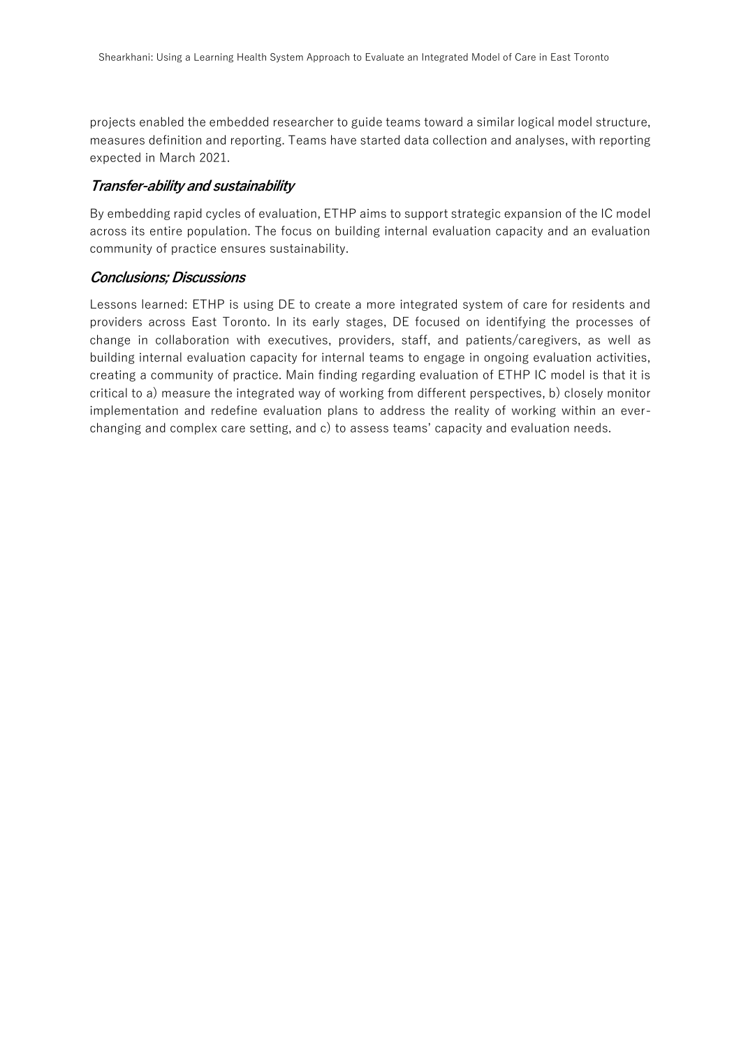projects enabled the embedded researcher to guide teams toward a similar logical model structure, measures definition and reporting. Teams have started data collection and analyses, with reporting expected in March 2021.

### *Transfer-ability and sustainability*

By embedding rapid cycles of evaluation, ETHP aims to support strategic expansion of the IC model across its entire population. The focus on building internal evaluation capacity and an evaluation community of practice ensures sustainability.

### *Conclusions; Discussions*

Lessons learned: ETHP is using DE to create a more integrated system of care for residents and providers across East Toronto. In its early stages, DE focused on identifying the processes of change in collaboration with executives, providers, staff, and patients/caregivers, as well as building internal evaluation capacity for internal teams to engage in ongoing evaluation activities, creating a community of practice. Main finding regarding evaluation of ETHP IC model is that it is critical to a) measure the integrated way of working from different perspectives, b) closely monitor implementation and redefine evaluation plans to address the reality of working within an ever-changing and complex care setting, and c) to assess teams' capacity and evaluation needs.